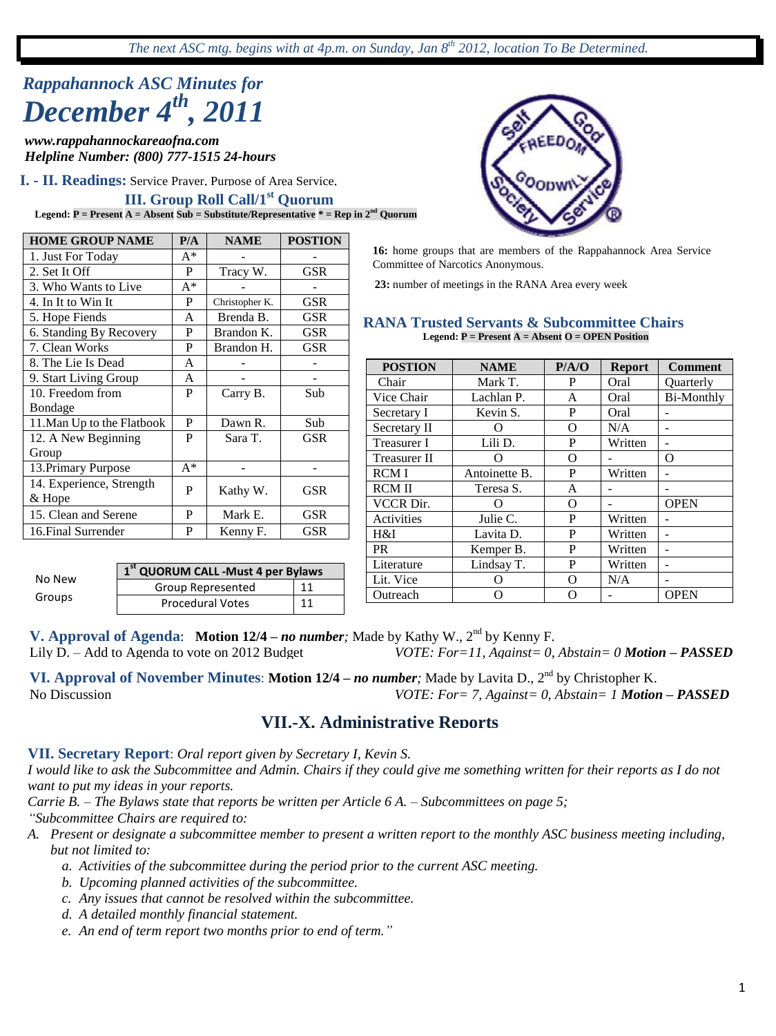*The next ASC mtg. begins with at 4p.m. on Sunday, Jan 8th 2012, location To Be Determined.*

# *Rappahannock ASC Minutes for December 4th, 2011*

***www.rappahannockareaofna.com***
***Helpline Number: (800) 777-1515 24-hours***

## I. - II. Readings: Service Prayer, Purpose of Area Service,

## III. Group Roll Call/1st Quorum

**Legend: P = Present A = Absent Sub = Substitute/Representative * = Rep in 2nd Quorum**

| HOME GROUP NAME | P/A | NAME | POSTION |
|---|---|---|---|
| 1. Just For Today | A* | - | - |
| 2. Set It Off | P | Tracy W. | GSR |
| 3. Who Wants to Live | A* | - | - |
| 4. In It to Win It | P | Christopher K. | GSR |
| 5. Hope Fiends | A | Brenda B. | GSR |
| 6. Standing By Recovery | P | Brandon K. | GSR |
| 7. Clean Works | P | Brandon H. | GSR |
| 8. The Lie Is Dead | A | - | - |
| 9. Start Living Group | A | - | - |
| 10. Freedom from Bondage | P | Carry B. | Sub |
| 11.Man Up to the Flatbook | P | Dawn R. | Sub |
| 12. A New Beginning Group | P | Sara T. | GSR |
| 13.Primary Purpose | A* | - | - |
| 14. Experience, Strength & Hope | P | Kathy W. | GSR |
| 15. Clean and Serene | P | Mark E. | GSR |
| 16.Final Surrender | P | Kenny F. | GSR |

No New Groups

| 1st QUORUM CALL -Must 4 per Bylaws | |
|---|---|
| Group Represented | 11 |
| Procedural Votes | 11 |

**16:** home groups that are members of the Rappahannock Area Service Committee of Narcotics Anonymous.

**23:** number of meetings in the RANA Area every week

## RANA Trusted Servants & Subcommittee Chairs

**Legend: P = Present A = Absent O = OPEN Position**

| POSTION | NAME | P/A/O | Report | Comment |
|---|---|---|---|---|
| Chair | Mark T. | P | Oral | Quarterly |
| Vice Chair | Lachlan P. | A | Oral | Bi-Monthly |
| Secretary I | Kevin S. | P | Oral | - |
| Secretary II | O | O | N/A | - |
| Treasurer I | Lili D. | P | Written | - |
| Treasurer II | O | O | - | O |
| RCM I | Antoinette B. | P | Written | - |
| RCM II | Teresa S. | A | - | - |
| VCCR Dir. | O | O | - | OPEN |
| Activities | Julie C. | P | Written | - |
| H&I | Lavita D. | P | Written | - |
| PR | Kemper B. | P | Written | - |
| Literature | Lindsay T. | P | Written | - |
| Lit. Vice | O | O | N/A | - |
| Outreach | O | O | - | OPEN |

**V. Approval of Agenda**: **Motion 12/4 – *no number*;** Made by Kathy W., 2nd by Kenny F.
Lily D. – Add to Agenda to vote on 2012 Budget *VOTE: For=11, Against= 0, Abstain= 0* ***Motion – PASSED***

**VI. Approval of November Minutes**: **Motion 12/4 – *no number*;** Made by Lavita D., 2nd by Christopher K.
No Discussion *VOTE: For= 7, Against= 0, Abstain= 1* ***Motion – PASSED***

## VII.-X. Administrative Reports

**VII. Secretary Report**: *Oral report given by Secretary I, Kevin S.*

*I would like to ask the Subcommittee and Admin. Chairs if they could give me something written for their reports as I do not want to put my ideas in your reports.*

*Carrie B. – The Bylaws state that reports be written per Article 6 A. – Subcommittees on page 5;*

*"Subcommittee Chairs are required to:*

*A. Present or designate a subcommittee member to present a written report to the monthly ASC business meeting including, but not limited to:*
   - *a. Activities of the subcommittee during the period prior to the current ASC meeting.*
   - *b. Upcoming planned activities of the subcommittee.*
   - *c. Any issues that cannot be resolved within the subcommittee.*
   - *d. A detailed monthly financial statement.*
   - *e. An end of term report two months prior to end of term."*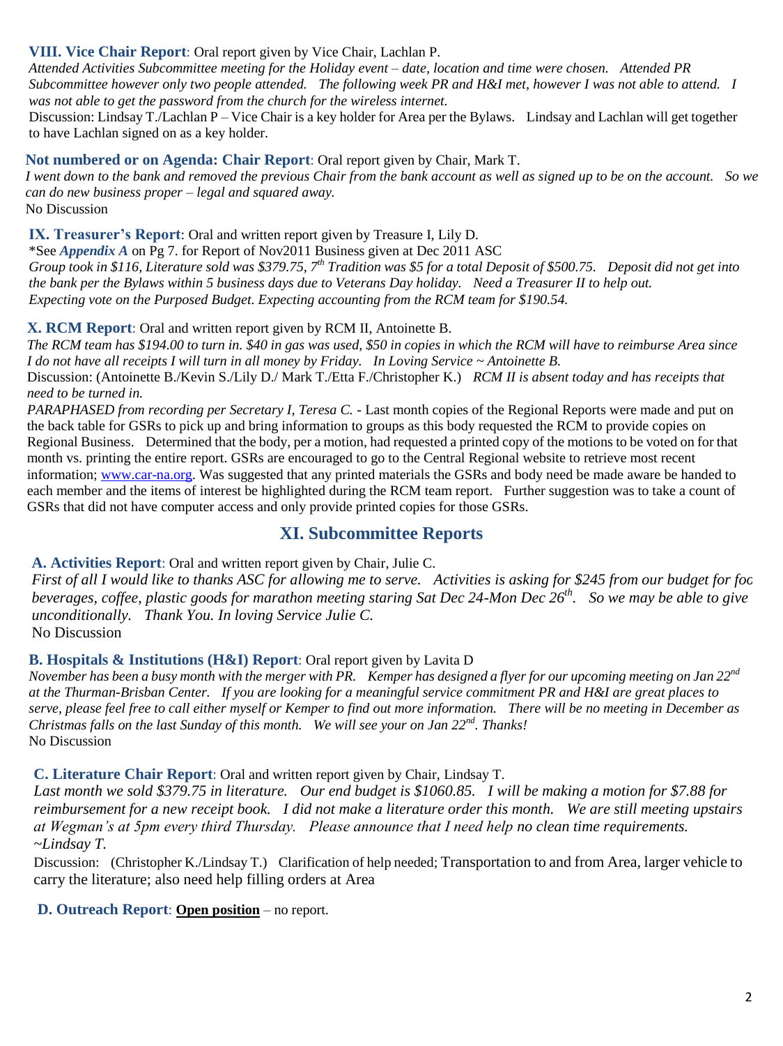**VIII. Vice Chair Report**: Oral report given by Vice Chair, Lachlan P.

*Attended Activities Subcommittee meeting for the Holiday event – date, location and time were chosen. Attended PR Subcommittee however only two people attended. The following week PR and H&I met, however I was not able to attend. I was not able to get the password from the church for the wireless internet.*

Discussion: Lindsay T./Lachlan P – Vice Chair is a key holder for Area per the Bylaws. Lindsay and Lachlan will get together to have Lachlan signed on as a key holder.

**Not numbered or on Agenda: Chair Report**: Oral report given by Chair, Mark T.

*I went down to the bank and removed the previous Chair from the bank account as well as signed up to be on the account. So we can do new business proper – legal and squared away.*

No Discussion

**IX. Treasurer's Report**: Oral and written report given by Treasure I, Lily D.

*See ***Appendix A*** on Pg 7. for Report of Nov2011 Business given at Dec 2011 ASC

*Group took in $116, Literature sold was $379.75, 7th Tradition was $5 for a total Deposit of $500.75. Deposit did not get into the bank per the Bylaws within 5 business days due to Veterans Day holiday. Need a Treasurer II to help out. Expecting vote on the Purposed Budget. Expecting accounting from the RCM team for $190.54.*

**X. RCM Report**: Oral and written report given by RCM II, Antoinette B.

*The RCM team has $194.00 to turn in. $40 in gas was used, $50 in copies in which the RCM will have to reimburse Area since I do not have all receipts I will turn in all money by Friday. In Loving Service ~ Antoinette B.*

Discussion: (Antoinette B./Kevin S./Lily D./ Mark T./Etta F./Christopher K.) *RCM II is absent today and has receipts that need to be turned in.*

*PARAPHASED from recording per Secretary I, Teresa C.* - Last month copies of the Regional Reports were made and put on the back table for GSRs to pick up and bring information to groups as this body requested the RCM to provide copies on Regional Business. Determined that the body, per a motion, had requested a printed copy of the motions to be voted on for that month vs. printing the entire report. GSRs are encouraged to go to the Central Regional website to retrieve most recent information; www.car-na.org. Was suggested that any printed materials the GSRs and body need be made aware be handed to each member and the items of interest be highlighted during the RCM team report. Further suggestion was to take a count of GSRs that did not have computer access and only provide printed copies for those GSRs.

## XI. Subcommittee Reports

**A. Activities Report**: Oral and written report given by Chair, Julie C.

*First of all I would like to thanks ASC for allowing me to serve. Activities is asking for $245 from our budget for foo beverages, coffee, plastic goods for marathon meeting staring Sat Dec 24-Mon Dec 26th. So we may be able to give unconditionally. Thank You. In loving Service Julie C.*

No Discussion

**B. Hospitals & Institutions (H&I) Report**: Oral report given by Lavita D

*November has been a busy month with the merger with PR. Kemper has designed a flyer for our upcoming meeting on Jan 22nd at the Thurman-Brisban Center. If you are looking for a meaningful service commitment PR and H&I are great places to serve, please feel free to call either myself or Kemper to find out more information. There will be no meeting in December as Christmas falls on the last Sunday of this month. We will see your on Jan 22nd. Thanks!*

No Discussion

**C. Literature Chair Report**: Oral and written report given by Chair, Lindsay T.

*Last month we sold $379.75 in literature. Our end budget is $1060.85. I will be making a motion for $7.88 for reimbursement for a new receipt book. I did not make a literature order this month. We are still meeting upstairs at Wegman's at 5pm every third Thursday. Please announce that I need help* no clean time requirements. *~Lindsay T.*

Discussion: (Christopher K./Lindsay T.) Clarification of help needed; Transportation to and from Area, larger vehicle to carry the literature; also need help filling orders at Area

**D. Outreach Report**: **Open position** – no report.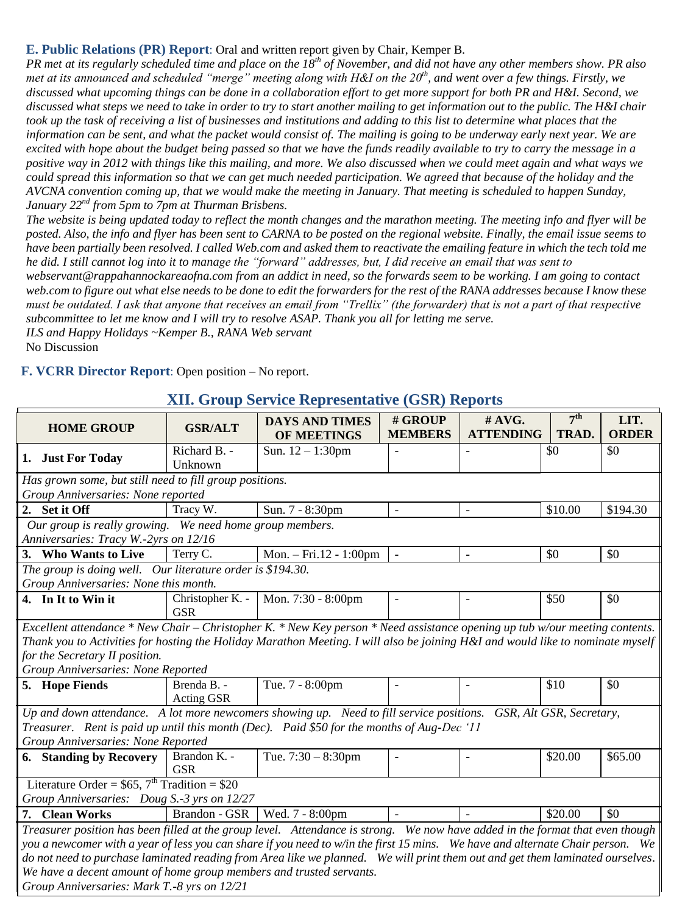**E. Public Relations (PR) Report**: Oral and written report given by Chair, Kemper B.

*PR met at its regularly scheduled time and place on the 18th of November, and did not have any other members show. PR also met at its announced and scheduled "merge" meeting along with H&I on the 20th, and went over a few things. Firstly, we discussed what upcoming things can be done in a collaboration effort to get more support for both PR and H&I. Second, we discussed what steps we need to take in order to try to start another mailing to get information out to the public. The H&I chair took up the task of receiving a list of businesses and institutions and adding to this list to determine what places that the information can be sent, and what the packet would consist of. The mailing is going to be underway early next year. We are excited with hope about the budget being passed so that we have the funds readily available to try to carry the message in a positive way in 2012 with things like this mailing, and more. We also discussed when we could meet again and what ways we could spread this information so that we can get much needed participation. We agreed that because of the holiday and the AVCNA convention coming up, that we would make the meeting in January. That meeting is scheduled to happen Sunday, January 22nd from 5pm to 7pm at Thurman Brisbens.*

*The website is being updated today to reflect the month changes and the marathon meeting. The meeting info and flyer will be posted. Also, the info and flyer has been sent to CARNA to be posted on the regional website. Finally, the email issue seems to have been partially been resolved. I called Web.com and asked them to reactivate the emailing feature in which the tech told me he did. I still cannot log into it to manage the "forward" addresses, but, I did receive an email that was sent to webservant@rappahannockareaofna.com from an addict in need, so the forwards seem to be working. I am going to contact web.com to figure out what else needs to be done to edit the forwarders for the rest of the RANA addresses because I know these must be outdated. I ask that anyone that receives an email from "Trellix" (the forwarder) that is not a part of that respective subcommittee to let me know and I will try to resolve ASAP. Thank you all for letting me serve.*

*ILS and Happy Holidays ~Kemper B., RANA Web servant*

No Discussion

**F. VCRR Director Report**: Open position – No report.

## XII. Group Service Representative (GSR) Reports

| HOME GROUP | GSR/ALT | DAYS AND TIMES OF MEETINGS | # GROUP MEMBERS | # AVG. ATTENDING | 7th TRAD. | LIT. ORDER |
|---|---|---|---|---|---|---|
| **1. Just For Today** | Richard B. - Unknown | Sun. 12 – 1:30pm | - | - | $0 | $0 |
| *Has grown some, but still need to fill group positions.* <br> *Group Anniversaries: None reported* | | | | | | |
| **2. Set it Off** | Tracy W. | Sun. 7 - 8:30pm | - | - | $10.00 | $194.30 |
| *Our group is really growing. We need home group members.* <br> *Anniversaries: Tracy W.-2yrs on 12/16* | | | | | | |
| **3. Who Wants to Live** | Terry C. | Mon. – Fri.12 - 1:00pm | - | - | $0 | $0 |
| *The group is doing well. Our literature order is $194.30.* <br> *Group Anniversaries: None this month.* | | | | | | |
| **4. In It to Win it** | Christopher K. - GSR | Mon. 7:30 - 8:00pm | - | - | $50 | $0 |
| *Excellent attendance * New Chair – Christopher K. * New Key person * Need assistance opening up tub w/our meeting contents. Thank you to Activities for hosting the Holiday Marathon Meeting. I will also be joining H&I and would like to nominate myself for the Secretary II position.* <br> *Group Anniversaries: None Reported* | | | | | | |
| **5. Hope Fiends** | Brenda B. - Acting GSR | Tue. 7 - 8:00pm | - | - | $10 | $0 |
| *Up and down attendance. A lot more newcomers showing up. Need to fill service positions. GSR, Alt GSR, Secretary, Treasurer. Rent is paid up until this month (Dec). Paid $50 for the months of Aug-Dec '11* <br> *Group Anniversaries: None Reported* | | | | | | |
| **6. Standing by Recovery** | Brandon K. - GSR | Tue. 7:30 – 8:30pm | - | - | $20.00 | $65.00 |
| Literature Order = $65, 7th Tradition = $20 <br> *Group Anniversaries: Doug S.-3 yrs on 12/27* | | | | | | |
| **7. Clean Works** | Brandon - GSR | Wed. 7 - 8:00pm | - | - | $20.00 | $0 |
| *Treasurer position has been filled at the group level. Attendance is strong. We now have added in the format that even though you a newcomer with a year of less you can share if you need to w/in the first 15 mins. We have and alternate Chair person. We do not need to purchase laminated reading from Area like we planned. We will print them out and get them laminated ourselves. We have a decent amount of home group members and trusted servants.* <br> *Group Anniversaries: Mark T.-8 yrs on 12/21* | | | | | | |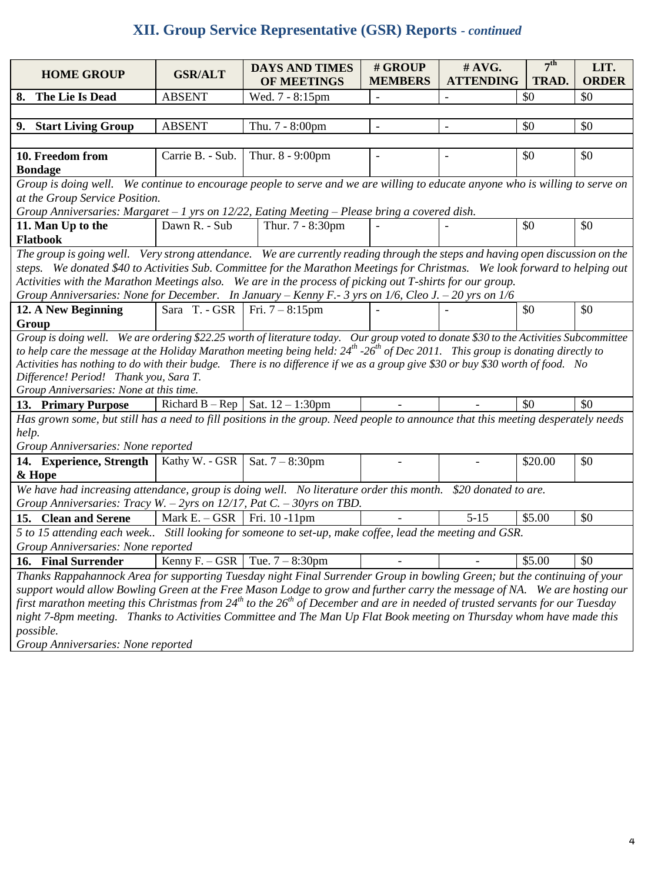## XII. Group Service Representative (GSR) Reports *- continued*

| HOME GROUP | GSR/ALT | DAYS AND TIMES OF MEETINGS | # GROUP MEMBERS | # AVG. ATTENDING | 7th TRAD. | LIT. ORDER |
|---|---|---|---|---|---|---|
| **8. The Lie Is Dead** | ABSENT | Wed. 7 - 8:15pm | - | - | $0 | $0 |
| | | | | | | |
| **9. Start Living Group** | ABSENT | Thu. 7 - 8:00pm | - | - | $0 | $0 |
| | | | | | | |
| **10. Freedom from Bondage** | Carrie B. - Sub. | Thur. 8 - 9:00pm | - | - | $0 | $0 |
| *Group is doing well. We continue to encourage people to serve and we are willing to educate anyone who is willing to serve on at the Group Service Position. Group Anniversaries: Margaret – 1 yrs on 12/22, Eating Meeting – Please bring a covered dish.* | | | | | | |
| **11. Man Up to the Flatbook** | Dawn R. - Sub | Thur. 7 - 8:30pm | - | - | $0 | $0 |
| *The group is going well. Very strong attendance. We are currently reading through the steps and having open discussion on the steps. We donated $40 to Activities Sub. Committee for the Marathon Meetings for Christmas. We look forward to helping out Activities with the Marathon Meetings also. We are in the process of picking out T-shirts for our group. Group Anniversaries: None for December. In January – Kenny F.- 3 yrs on 1/6, Cleo J. – 20 yrs on 1/6* | | | | | | |
| **12. A New Beginning Group** | Sara T. - GSR | Fri. 7 – 8:15pm | - | - | $0 | $0 |
| *Group is doing well. We are ordering $22.25 worth of literature today. Our group voted to donate $30 to the Activities Subcommittee to help carre the message at the Holiday Marathon meeting being held: 24th -26th of Dec 2011. This group is donating directly to Activities has nothing to do with their budge. There is no difference if we as a group give $30 or buy $30 worth of food. No Difference! Period! Thank you, Sara T. Group Anniversaries: None at this time.* | | | | | | |
| **13. Primary Purpose** | Richard B – Rep | Sat. 12 – 1:30pm | - | - | $0 | $0 |
| *Has grown some, but still has a need to fill positions in the group. Need people to announce that this meeting desperately needs help. Group Anniversaries: None reported* | | | | | | |
| **14. Experience, Strength & Hope** | Kathy W. - GSR | Sat. 7 – 8:30pm | - | - | $20.00 | $0 |
| *We have had increasing attendance, group is doing well. No literature order this month. $20 donated to are. Group Anniversaries: Tracy W. – 2yrs on 12/17, Pat C. – 30yrs on TBD.* | | | | | | |
| **15. Clean and Serene** | Mark E. – GSR | Fri. 10 -11pm | - | 5-15 | $5.00 | $0 |
| *5 to 15 attending each week.. Still looking for someone to set-up, make coffee, lead the meeting and GSR. Group Anniversaries: None reported* | | | | | | |
| **16. Final Surrender** | Kenny F. – GSR | Tue. 7 – 8:30pm | - | - | $5.00 | $0 |
| *Thanks Rappahannock Area for supporting Tuesday night Final Surrender Group in bowling Green; but the continuing of your support would allow Bowling Green at the Free Mason Lodge to grow and further carry the message of NA. We are hosting our first marathon meeting this Christmas from 24th to the 26th of December and are in needed of trusted servants for our Tuesday night 7-8pm meeting. Thanks to Activities Committee and The Man Up Flat Book meeting on Thursday whom have made this possible. Group Anniversaries: None reported* | | | | | | |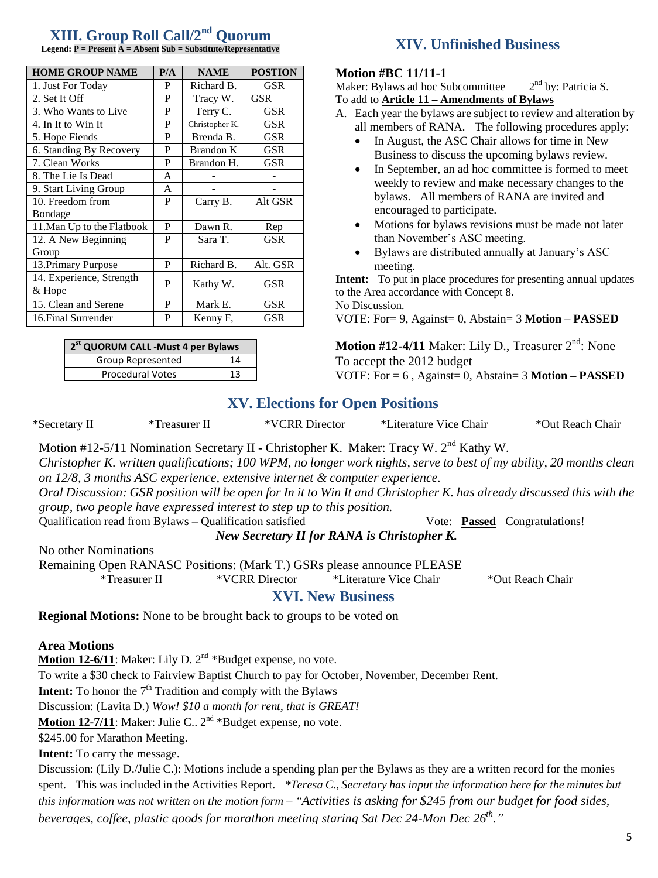## XIII. Group Roll Call/2nd Quorum

**Legend: P = Present A = Absent Sub = Substitute/Representative**

| HOME GROUP NAME | P/A | NAME | POSTION |
|---|---|---|---|
| 1. Just For Today | P | Richard B. | GSR |
| 2. Set It Off | P | Tracy W. | GSR |
| 3. Who Wants to Live | P | Terry C. | GSR |
| 4. In It to Win It | P | Christopher K. | GSR |
| 5. Hope Fiends | P | Brenda B. | GSR |
| 6. Standing By Recovery | P | Brandon K | GSR |
| 7. Clean Works | P | Brandon H. | GSR |
| 8. The Lie Is Dead | A | - | - |
| 9. Start Living Group | A | - | - |
| 10. Freedom from Bondage | P | Carry B. | Alt GSR |
| 11.Man Up to the Flatbook | P | Dawn R. | Rep |
| 12. A New Beginning Group | P | Sara T. | GSR |
| 13.Primary Purpose | P | Richard B. | Alt. GSR |
| 14. Experience, Strength & Hope | P | Kathy W. | GSR |
| 15. Clean and Serene | P | Mark E. | GSR |
| 16.Final Surrender | P | Kenny F, | GSR |

| 2st QUORUM CALL -Must 4 per Bylaws | |
|---|---|
| Group Represented | 14 |
| Procedural Votes | 13 |

## XIV. Unfinished Business

**Motion #BC 11/11-1**
Maker: Bylaws ad hoc Subcommittee 2nd by: Patricia S.
To add to **Article 11 – Amendments of Bylaws**

A. Each year the bylaws are subject to review and alteration by all members of RANA. The following procedures apply:
- In August, the ASC Chair allows for time in New Business to discuss the upcoming bylaws review.
- In September, an ad hoc committee is formed to meet weekly to review and make necessary changes to the bylaws. All members of RANA are invited and encouraged to participate.
- Motions for bylaws revisions must be made not later than November's ASC meeting.
- Bylaws are distributed annually at January's ASC meeting.

**Intent:** To put in place procedures for presenting annual updates to the Area accordance with Concept 8.
No Discussion.
VOTE: For= 9, Against= 0, Abstain= 3 **Motion – PASSED**

**Motion #12-4/11** Maker: Lily D., Treasurer 2nd: None
To accept the 2012 budget
VOTE: For = 6 , Against= 0, Abstain= 3 **Motion – PASSED**

## XV. Elections for Open Positions

*Secretary II *Treasurer II *VCRR Director *Literature Vice Chair *Out Reach Chair

Motion #12-5/11 Nomination Secretary II - Christopher K. Maker: Tracy W. 2nd Kathy W.
*Christopher K. written qualifications; 100 WPM, no longer work nights, serve to best of my ability, 20 months clean on 12/8, 3 months ASC experience, extensive internet & computer experience.*
*Oral Discussion: GSR position will be open for In it to Win It and Christopher K. has already discussed this with the group, two people have expressed interest to step up to this position.*
Qualification read from Bylaws – Qualification satisfied Vote: **Passed** Congratulations!
***New Secretary II for RANA is Christopher K.***

No other Nominations
Remaining Open RANASC Positions: (Mark T.) GSRs please announce PLEASE
*Treasurer II *VCRR Director *Literature Vice Chair *Out Reach Chair

## XVI. New Business

**Regional Motions:** None to be brought back to groups to be voted on

**Area Motions**

**Motion 12-6/11**: Maker: Lily D. 2nd *Budget expense, no vote.
To write a $30 check to Fairview Baptist Church to pay for October, November, December Rent.
**Intent:** To honor the 7th Tradition and comply with the Bylaws
Discussion: (Lavita D.) *Wow! $10 a month for rent, that is GREAT!*

**Motion 12-7/11**: Maker: Julie C.. 2nd *Budget expense, no vote.
$245.00 for Marathon Meeting.
**Intent:** To carry the message.
Discussion: (Lily D./Julie C.): Motions include a spending plan per the Bylaws as they are a written record for the monies spent. This was included in the Activities Report. *\*Teresa C., Secretary has input the information here for the minutes but this information was not written on the motion form – "Activities is asking for $245 from our budget for food sides, beverages, coffee, plastic goods for marathon meeting staring Sat Dec 24-Mon Dec 26th."*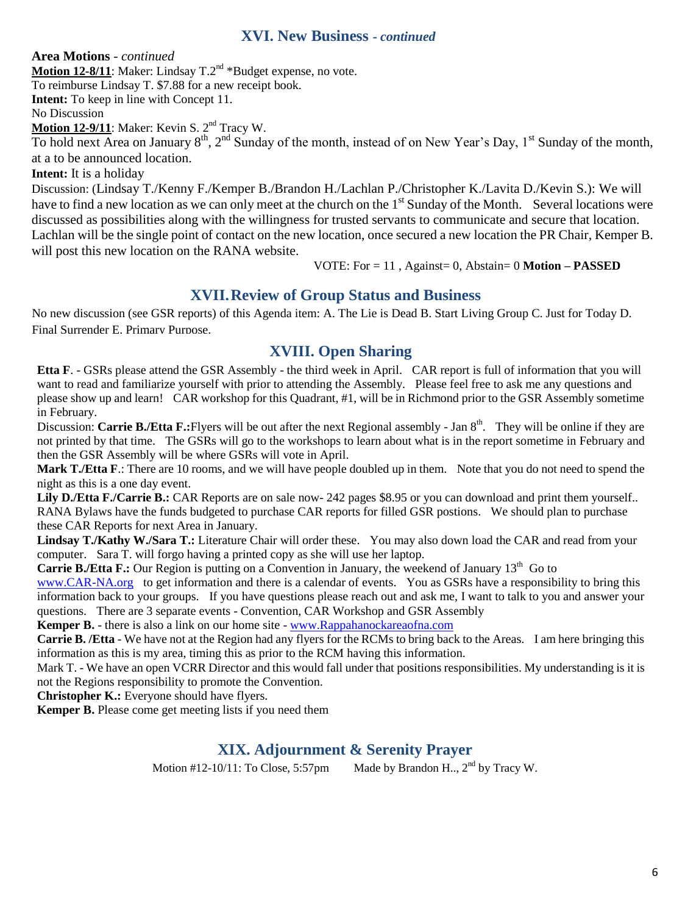## XVI. New Business - *continued*

**Area Motions** - *continued*

**Motion 12-8/11**: Maker: Lindsay T.2nd *Budget expense, no vote.
To reimburse Lindsay T. $7.88 for a new receipt book.
**Intent:** To keep in line with Concept 11.
No Discussion

**Motion 12-9/11**: Maker: Kevin S. 2nd Tracy W.
To hold next Area on January 8th, 2nd Sunday of the month, instead of on New Year's Day, 1st Sunday of the month, at a to be announced location.
**Intent:** It is a holiday
Discussion: (Lindsay T./Kenny F./Kemper B./Brandon H./Lachlan P./Christopher K./Lavita D./Kevin S.): We will have to find a new location as we can only meet at the church on the 1st Sunday of the Month. Several locations were discussed as possibilities along with the willingness for trusted servants to communicate and secure that location. Lachlan will be the single point of contact on the new location, once secured a new location the PR Chair, Kemper B. will post this new location on the RANA website.

VOTE: For = 11 , Against= 0, Abstain= 0 **Motion – PASSED**

## XVII. Review of Group Status and Business

No new discussion (see GSR reports) of this Agenda item: A. The Lie is Dead B. Start Living Group C. Just for Today D. Final Surrender E. Primary Purpose.

## XVIII. Open Sharing

**Etta F**. - GSRs please attend the GSR Assembly - the third week in April. CAR report is full of information that you will want to read and familiarize yourself with prior to attending the Assembly. Please feel free to ask me any questions and please show up and learn! CAR workshop for this Quadrant, #1, will be in Richmond prior to the GSR Assembly sometime in February.

Discussion: **Carrie B./Etta F.:** Flyers will be out after the next Regional assembly - Jan 8th. They will be online if they are not printed by that time. The GSRs will go to the workshops to learn about what is in the report sometime in February and then the GSR Assembly will be where GSRs will vote in April.

**Mark T./Etta F**.: There are 10 rooms, and we will have people doubled up in them. Note that you do not need to spend the night as this is a one day event.

**Lily D./Etta F./Carrie B.:** CAR Reports are on sale now- 242 pages $8.95 or you can download and print them yourself.. RANA Bylaws have the funds budgeted to purchase CAR reports for filled GSR postions. We should plan to purchase these CAR Reports for next Area in January.

**Lindsay T./Kathy W./Sara T.:** Literature Chair will order these. You may also down load the CAR and read from your computer. Sara T. will forgo having a printed copy as she will use her laptop.

**Carrie B./Etta F.:** Our Region is putting on a Convention in January, the weekend of January 13th Go to www.CAR-NA.org to get information and there is a calendar of events. You as GSRs have a responsibility to bring this information back to your groups. If you have questions please reach out and ask me, I want to talk to you and answer your questions. There are 3 separate events - Convention, CAR Workshop and GSR Assembly

**Kemper B.** - there is also a link on our home site - www.Rappahanockareaofna.com

**Carrie B. /Etta** - We have not at the Region had any flyers for the RCMs to bring back to the Areas. I am here bringing this information as this is my area, timing this as prior to the RCM having this information.

Mark T. - We have an open VCRR Director and this would fall under that positions responsibilities. My understanding is it is not the Regions responsibility to promote the Convention.

**Christopher K.:** Everyone should have flyers.

**Kemper B.** Please come get meeting lists if you need them

## XIX. Adjournment & Serenity Prayer

Motion #12-10/11: To Close, 5:57pm Made by Brandon H.., 2nd by Tracy W.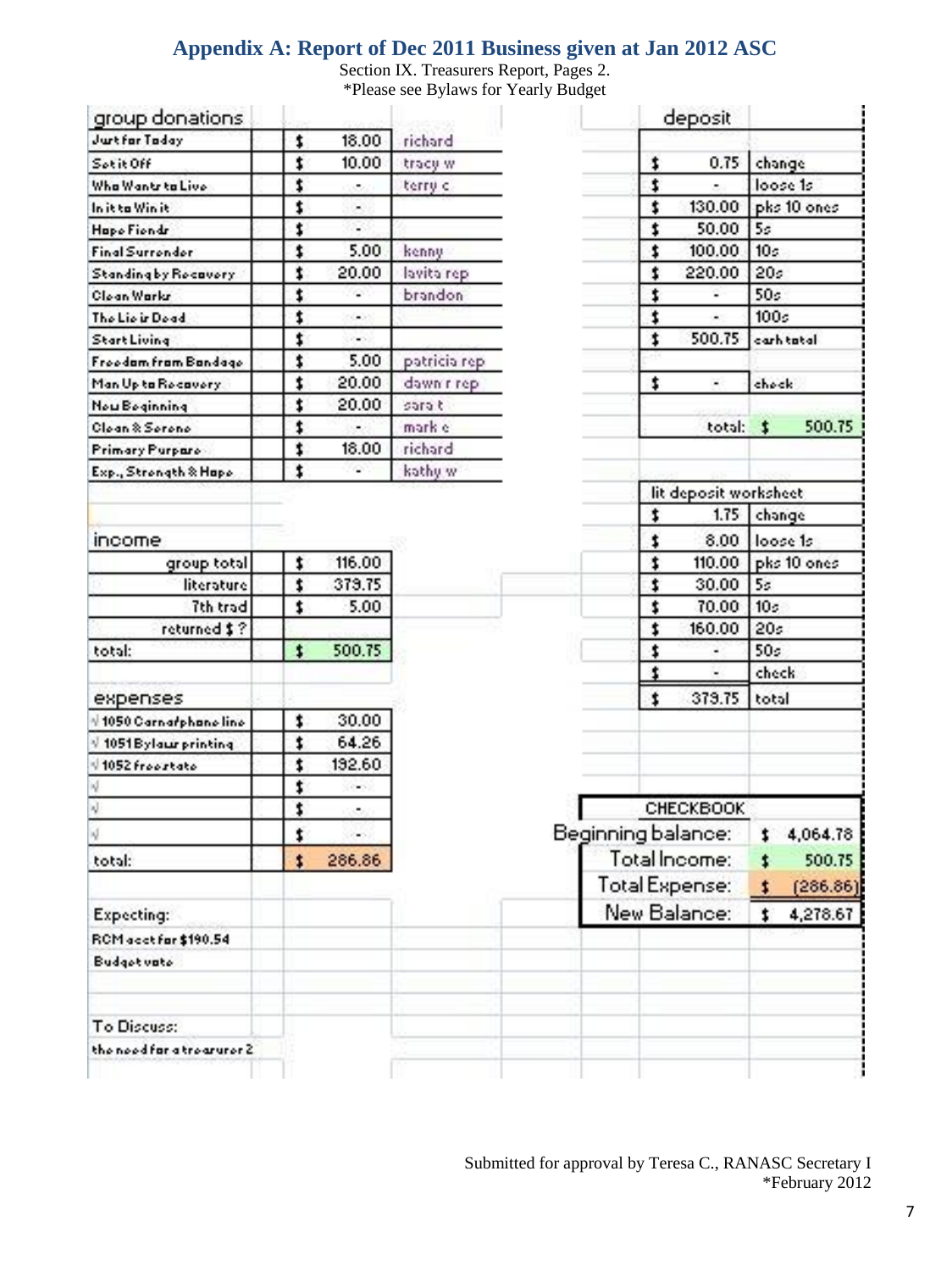# Appendix A: Report of Dec 2011 Business given at Jan 2012 ASC

Section IX. Treasurers Report, Pages 2.
*Please see Bylaws for Yearly Budget

| group donations | | |
|---|---|---|
| Just for Today | $ 18.00 | richard |
| Set it Off | $ 10.00 | tracy w |
| Who Wants to Live | $ - | terry c |
| In it to Win it | $ - | |
| Hope Fiends | $ - | |
| Final Surrender | $ 5.00 | kenny |
| Standing by Recovery | $ 20.00 | lavita rep |
| Clean Works | $ - | brandon |
| The Lie is Dead | $ - | |
| Start Living | $ - | |
| Freedom from Bondage | $ 5.00 | patricia rep |
| Man Up to Recovery | $ 20.00 | dawn r rep |
| New Beginning | $ 20.00 | sara t |
| Clean & Serene | $ - | mark c |
| Primary Purpose | $ 18.00 | richard |
| Exp., Strength & Hope | $ - | kathy w |

| income | |
|---|---|
| group total | $ 116.00 |
| literature | $ 379.75 |
| 7th trad | $ 5.00 |
| returned $ ? | |
| total: | $ 500.75 |

| expenses | |
|---|---|
| √ 1050 Carnat/phone line | $ 30.00 |
| √ 1051 Bylaws printing | $ 64.26 |
| √ 1052 freestate | $ 192.60 |
| √ | $ - |
| √ | $ - |
| √ | $ - |
| total: | $ 286.86 |

Expecting:

RCM acct for $190.54

Budget vote

To Discuss:

the need for a treasurer 2

| deposit | |
|---|---|
| $ 0.75 | change |
| $ - | loose 1s |
| $ 130.00 | pks 10 ones |
| $ 50.00 | 5s |
| $ 100.00 | 10s |
| $ 220.00 | 20s |
| $ - | 50s |
| $ - | 100s |
| $ 500.75 | cash total |
| $ - | check |
| total: | $ 500.75 |

| lit deposit worksheet | |
|---|---|
| $ 1.75 | change |
| $ 8.00 | loose 1s |
| $ 110.00 | pks 10 ones |
| $ 30.00 | 5s |
| $ 70.00 | 10s |
| $ 160.00 | 20s |
| $ - | 50s |
| $ - | check |
| $ 379.75 | total |

| CHECKBOOK | |
|---|---|
| Beginning balance: | $ 4,064.78 |
| Total Income: | $ 500.75 |
| Total Expense: | $ (286.86) |
| New Balance: | $ 4,278.67 |

Submitted for approval by Teresa C., RANASC Secretary I
*February 2012